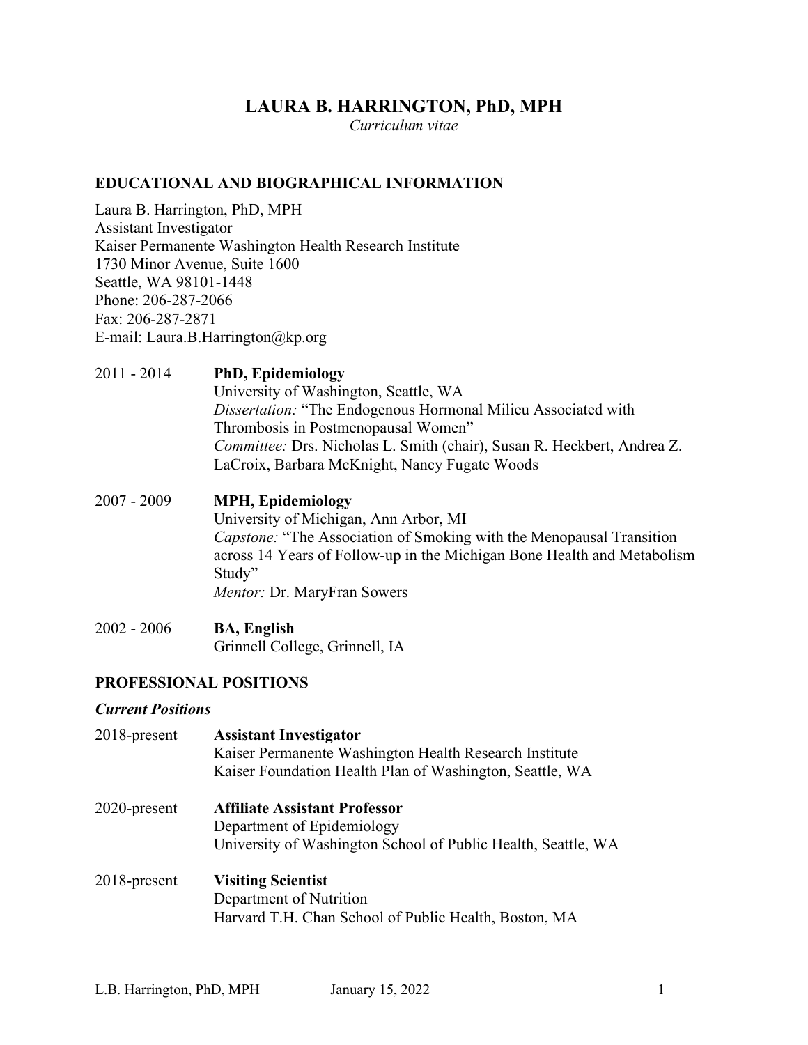# LAURA B. HARRINGTON, PhD, MPH

*Curriculum vitae*

## EDUCATIONAL AND BIOGRAPHICAL INFORMATION

Laura B. Harrington, PhD, MPH
Assistant Investigator
Kaiser Permanente Washington Health Research Institute
1730 Minor Avenue, Suite 1600
Seattle, WA 98101-1448
Phone: 206-287-2066
Fax: 206-287-2871
E-mail: Laura.B.Harrington@kp.org

2011 - 2014 **PhD, Epidemiology**
University of Washington, Seattle, WA
*Dissertation:* "The Endogenous Hormonal Milieu Associated with Thrombosis in Postmenopausal Women"
*Committee:* Drs. Nicholas L. Smith (chair), Susan R. Heckbert, Andrea Z. LaCroix, Barbara McKnight, Nancy Fugate Woods

2007 - 2009 **MPH, Epidemiology**
University of Michigan, Ann Arbor, MI
*Capstone:* "The Association of Smoking with the Menopausal Transition across 14 Years of Follow-up in the Michigan Bone Health and Metabolism Study"
*Mentor:* Dr. MaryFran Sowers

2002 - 2006 **BA, English**
Grinnell College, Grinnell, IA

## PROFESSIONAL POSITIONS

### *Current Positions*

2018-present **Assistant Investigator**
Kaiser Permanente Washington Health Research Institute
Kaiser Foundation Health Plan of Washington, Seattle, WA

2020-present **Affiliate Assistant Professor**
Department of Epidemiology
University of Washington School of Public Health, Seattle, WA

2018-present **Visiting Scientist**
Department of Nutrition
Harvard T.H. Chan School of Public Health, Boston, MA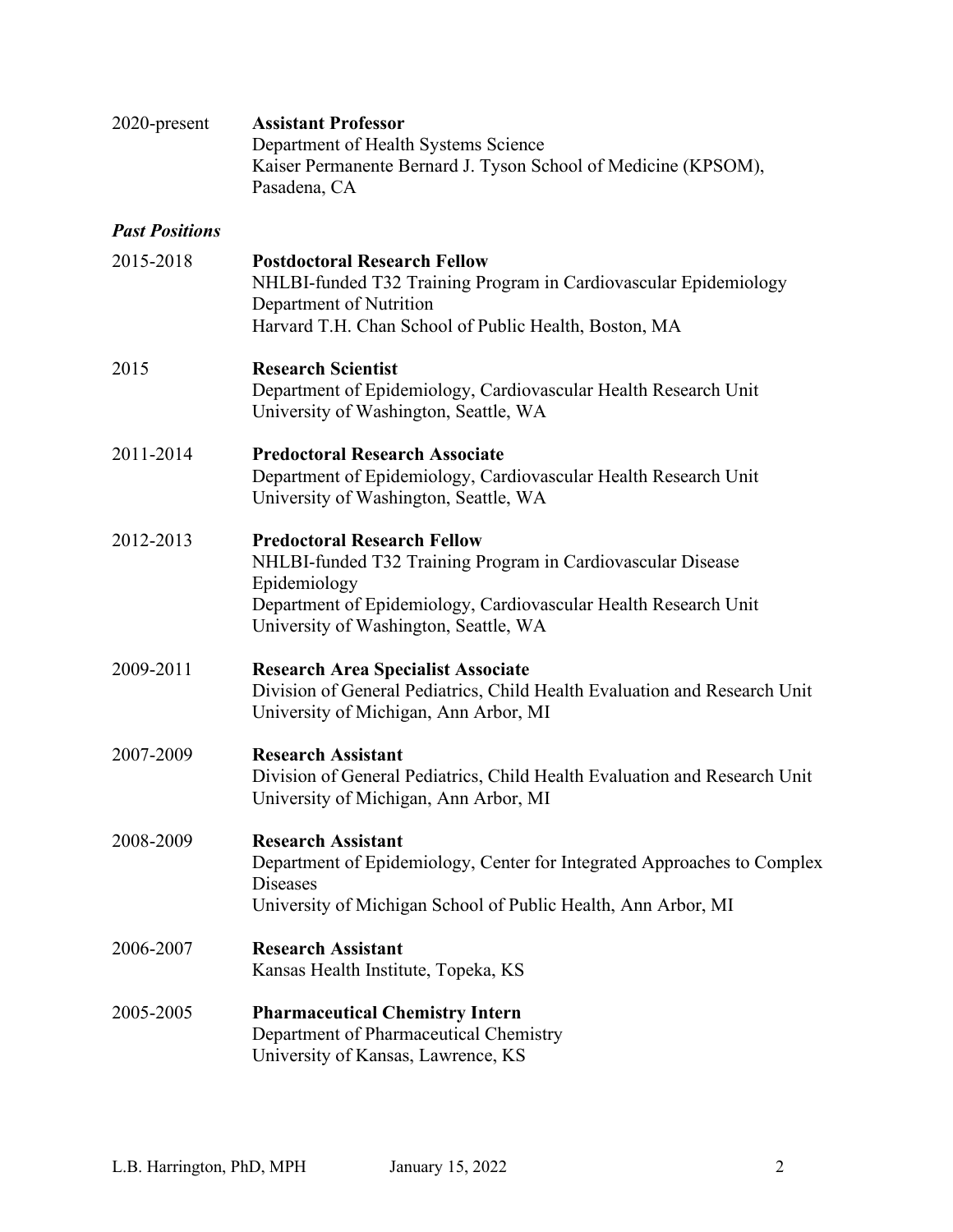2020-present **Assistant Professor**
Department of Health Systems Science
Kaiser Permanente Bernard J. Tyson School of Medicine (KPSOM), Pasadena, CA

### *Past Positions*

2015-2018 **Postdoctoral Research Fellow**
NHLBI-funded T32 Training Program in Cardiovascular Epidemiology
Department of Nutrition
Harvard T.H. Chan School of Public Health, Boston, MA

2015 **Research Scientist**
Department of Epidemiology, Cardiovascular Health Research Unit
University of Washington, Seattle, WA

2011-2014 **Predoctoral Research Associate**
Department of Epidemiology, Cardiovascular Health Research Unit
University of Washington, Seattle, WA

2012-2013 **Predoctoral Research Fellow**
NHLBI-funded T32 Training Program in Cardiovascular Disease Epidemiology
Department of Epidemiology, Cardiovascular Health Research Unit
University of Washington, Seattle, WA

2009-2011 **Research Area Specialist Associate**
Division of General Pediatrics, Child Health Evaluation and Research Unit
University of Michigan, Ann Arbor, MI

2007-2009 **Research Assistant**
Division of General Pediatrics, Child Health Evaluation and Research Unit
University of Michigan, Ann Arbor, MI

2008-2009 **Research Assistant**
Department of Epidemiology, Center for Integrated Approaches to Complex Diseases
University of Michigan School of Public Health, Ann Arbor, MI

2006-2007 **Research Assistant**
Kansas Health Institute, Topeka, KS

2005-2005 **Pharmaceutical Chemistry Intern**
Department of Pharmaceutical Chemistry
University of Kansas, Lawrence, KS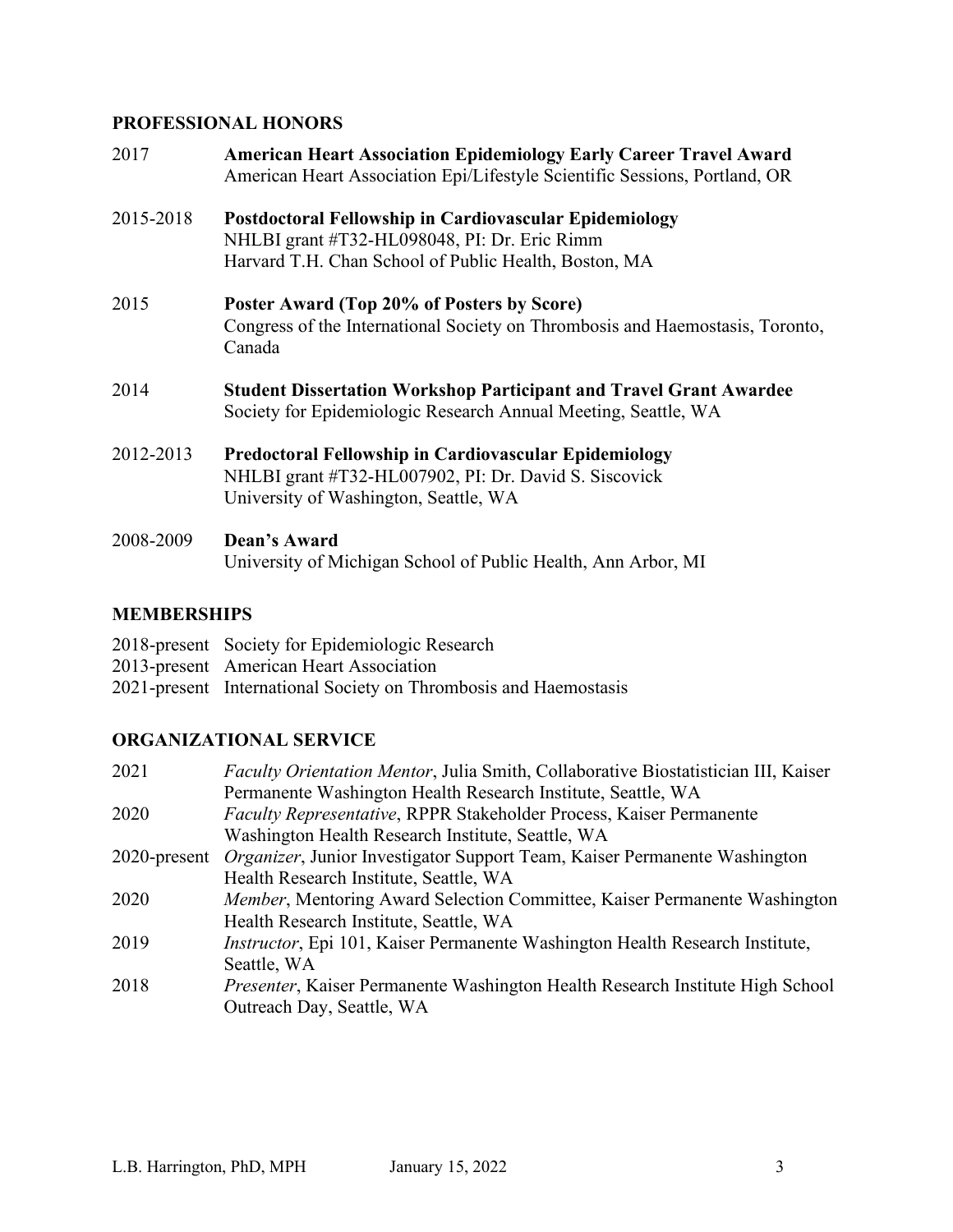## PROFESSIONAL HONORS

2017 — **American Heart Association Epidemiology Early Career Travel Award**
American Heart Association Epi/Lifestyle Scientific Sessions, Portland, OR

2015-2018 — **Postdoctoral Fellowship in Cardiovascular Epidemiology**
NHLBI grant #T32-HL098048, PI: Dr. Eric Rimm
Harvard T.H. Chan School of Public Health, Boston, MA

2015 — **Poster Award (Top 20% of Posters by Score)**
Congress of the International Society on Thrombosis and Haemostasis, Toronto, Canada

2014 — **Student Dissertation Workshop Participant and Travel Grant Awardee**
Society for Epidemiologic Research Annual Meeting, Seattle, WA

2012-2013 — **Predoctoral Fellowship in Cardiovascular Epidemiology**
NHLBI grant #T32-HL007902, PI: Dr. David S. Siscovick
University of Washington, Seattle, WA

2008-2009 — **Dean's Award**
University of Michigan School of Public Health, Ann Arbor, MI

## MEMBERSHIPS

2018-present Society for Epidemiologic Research
2013-present American Heart Association
2021-present International Society on Thrombosis and Haemostasis

## ORGANIZATIONAL SERVICE

2021 — *Faculty Orientation Mentor*, Julia Smith, Collaborative Biostatistician III, Kaiser Permanente Washington Health Research Institute, Seattle, WA

2020 — *Faculty Representative*, RPPR Stakeholder Process, Kaiser Permanente Washington Health Research Institute, Seattle, WA

2020-present — *Organizer*, Junior Investigator Support Team, Kaiser Permanente Washington Health Research Institute, Seattle, WA

2020 — *Member*, Mentoring Award Selection Committee, Kaiser Permanente Washington Health Research Institute, Seattle, WA

2019 — *Instructor*, Epi 101, Kaiser Permanente Washington Health Research Institute, Seattle, WA

2018 — *Presenter*, Kaiser Permanente Washington Health Research Institute High School Outreach Day, Seattle, WA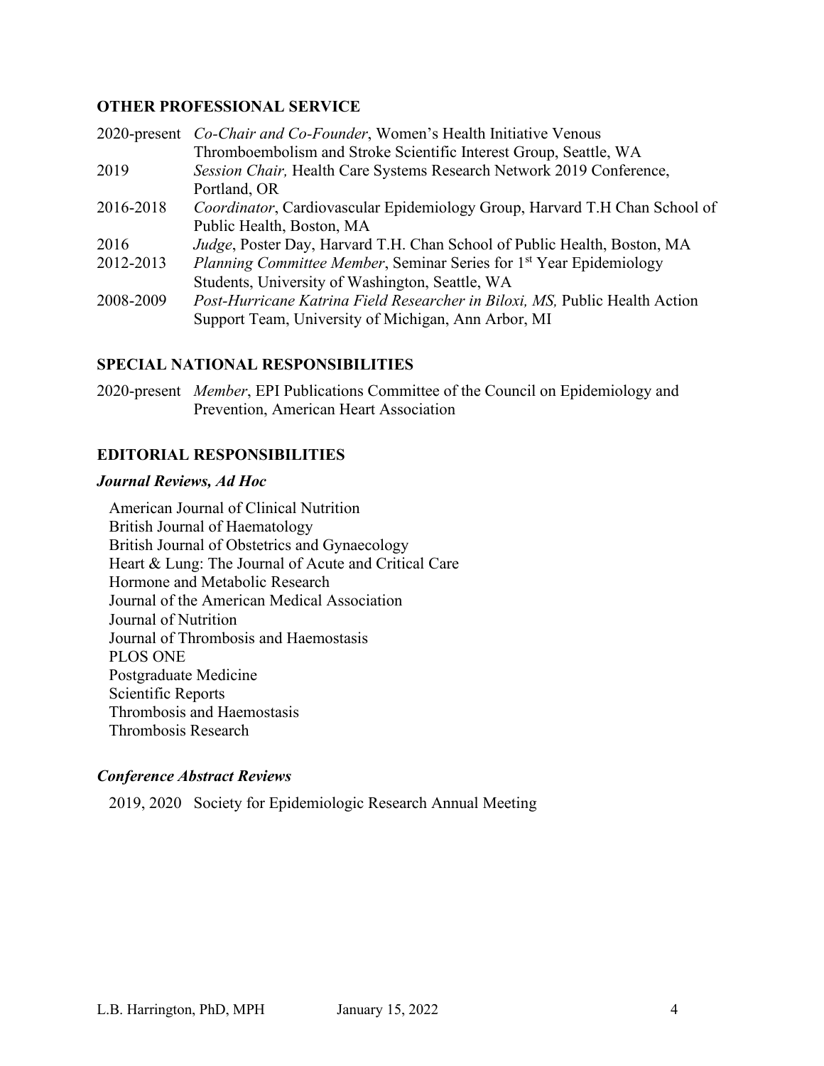## OTHER PROFESSIONAL SERVICE

2020-present *Co-Chair and Co-Founder*, Women's Health Initiative Venous Thromboembolism and Stroke Scientific Interest Group, Seattle, WA

2019 *Session Chair,* Health Care Systems Research Network 2019 Conference, Portland, OR

2016-2018 *Coordinator*, Cardiovascular Epidemiology Group, Harvard T.H Chan School of Public Health, Boston, MA

2016 *Judge*, Poster Day, Harvard T.H. Chan School of Public Health, Boston, MA

2012-2013 *Planning Committee Member*, Seminar Series for 1st Year Epidemiology Students, University of Washington, Seattle, WA

2008-2009 *Post-Hurricane Katrina Field Researcher in Biloxi, MS,* Public Health Action Support Team, University of Michigan, Ann Arbor, MI

## SPECIAL NATIONAL RESPONSIBILITIES

2020-present *Member*, EPI Publications Committee of the Council on Epidemiology and Prevention, American Heart Association

## EDITORIAL RESPONSIBILITIES

### *Journal Reviews, Ad Hoc*

American Journal of Clinical Nutrition
British Journal of Haematology
British Journal of Obstetrics and Gynaecology
Heart & Lung: The Journal of Acute and Critical Care
Hormone and Metabolic Research
Journal of the American Medical Association
Journal of Nutrition
Journal of Thrombosis and Haemostasis
PLOS ONE
Postgraduate Medicine
Scientific Reports
Thrombosis and Haemostasis
Thrombosis Research

### *Conference Abstract Reviews*

2019, 2020 Society for Epidemiologic Research Annual Meeting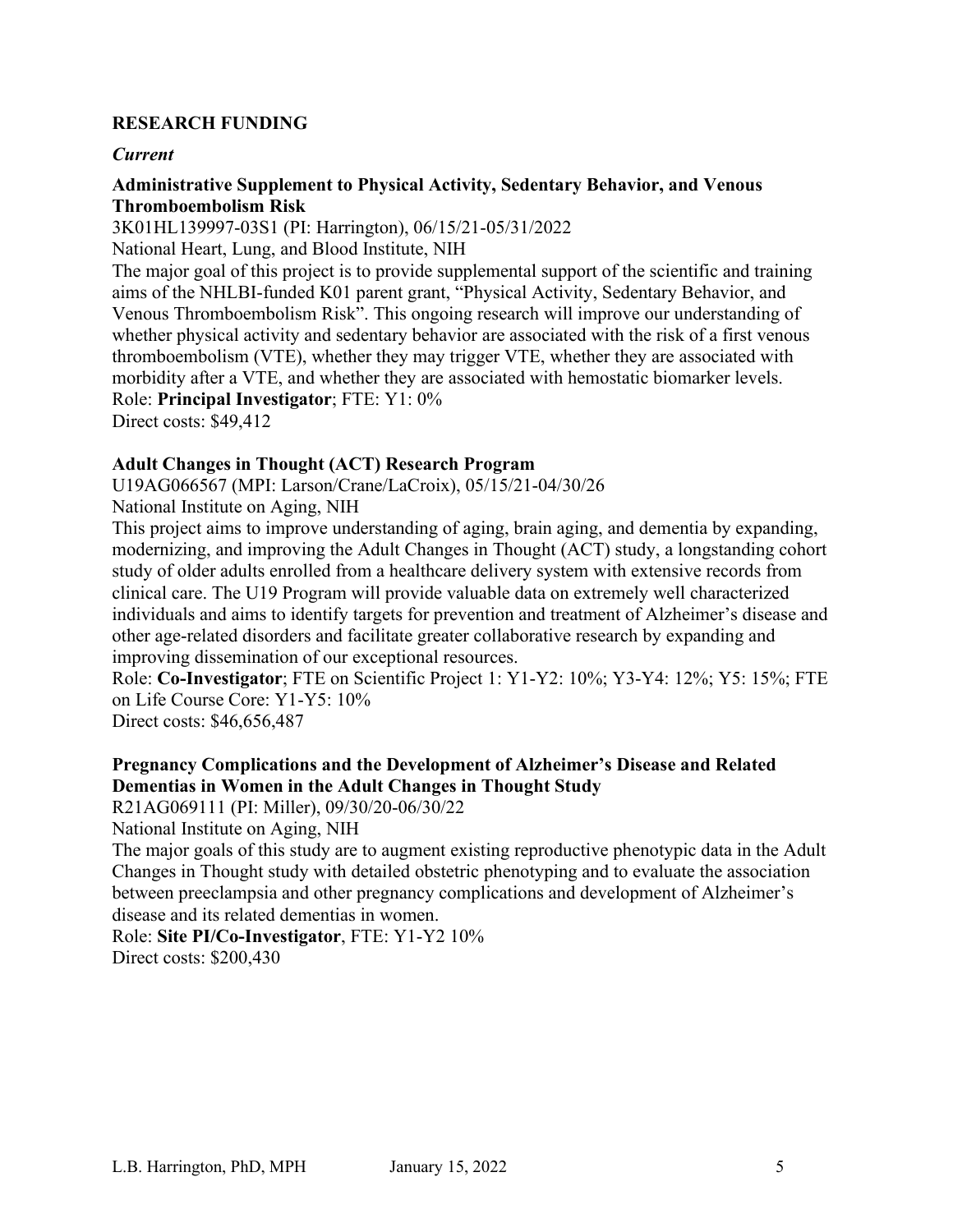## RESEARCH FUNDING

### *Current*

**Administrative Supplement to Physical Activity, Sedentary Behavior, and Venous Thromboembolism Risk**
3K01HL139997-03S1 (PI: Harrington), 06/15/21-05/31/2022
National Heart, Lung, and Blood Institute, NIH
The major goal of this project is to provide supplemental support of the scientific and training aims of the NHLBI-funded K01 parent grant, "Physical Activity, Sedentary Behavior, and Venous Thromboembolism Risk". This ongoing research will improve our understanding of whether physical activity and sedentary behavior are associated with the risk of a first venous thromboembolism (VTE), whether they may trigger VTE, whether they are associated with morbidity after a VTE, and whether they are associated with hemostatic biomarker levels.
Role: **Principal Investigator**; FTE: Y1: 0%
Direct costs: $49,412

**Adult Changes in Thought (ACT) Research Program**
U19AG066567 (MPI: Larson/Crane/LaCroix), 05/15/21-04/30/26
National Institute on Aging, NIH
This project aims to improve understanding of aging, brain aging, and dementia by expanding, modernizing, and improving the Adult Changes in Thought (ACT) study, a longstanding cohort study of older adults enrolled from a healthcare delivery system with extensive records from clinical care. The U19 Program will provide valuable data on extremely well characterized individuals and aims to identify targets for prevention and treatment of Alzheimer's disease and other age-related disorders and facilitate greater collaborative research by expanding and improving dissemination of our exceptional resources.
Role: **Co-Investigator**; FTE on Scientific Project 1: Y1-Y2: 10%; Y3-Y4: 12%; Y5: 15%; FTE on Life Course Core: Y1-Y5: 10%
Direct costs: $46,656,487

**Pregnancy Complications and the Development of Alzheimer's Disease and Related Dementias in Women in the Adult Changes in Thought Study**
R21AG069111 (PI: Miller), 09/30/20-06/30/22
National Institute on Aging, NIH
The major goals of this study are to augment existing reproductive phenotypic data in the Adult Changes in Thought study with detailed obstetric phenotyping and to evaluate the association between preeclampsia and other pregnancy complications and development of Alzheimer's disease and its related dementias in women.
Role: **Site PI/Co-Investigator**, FTE: Y1-Y2 10%
Direct costs: $200,430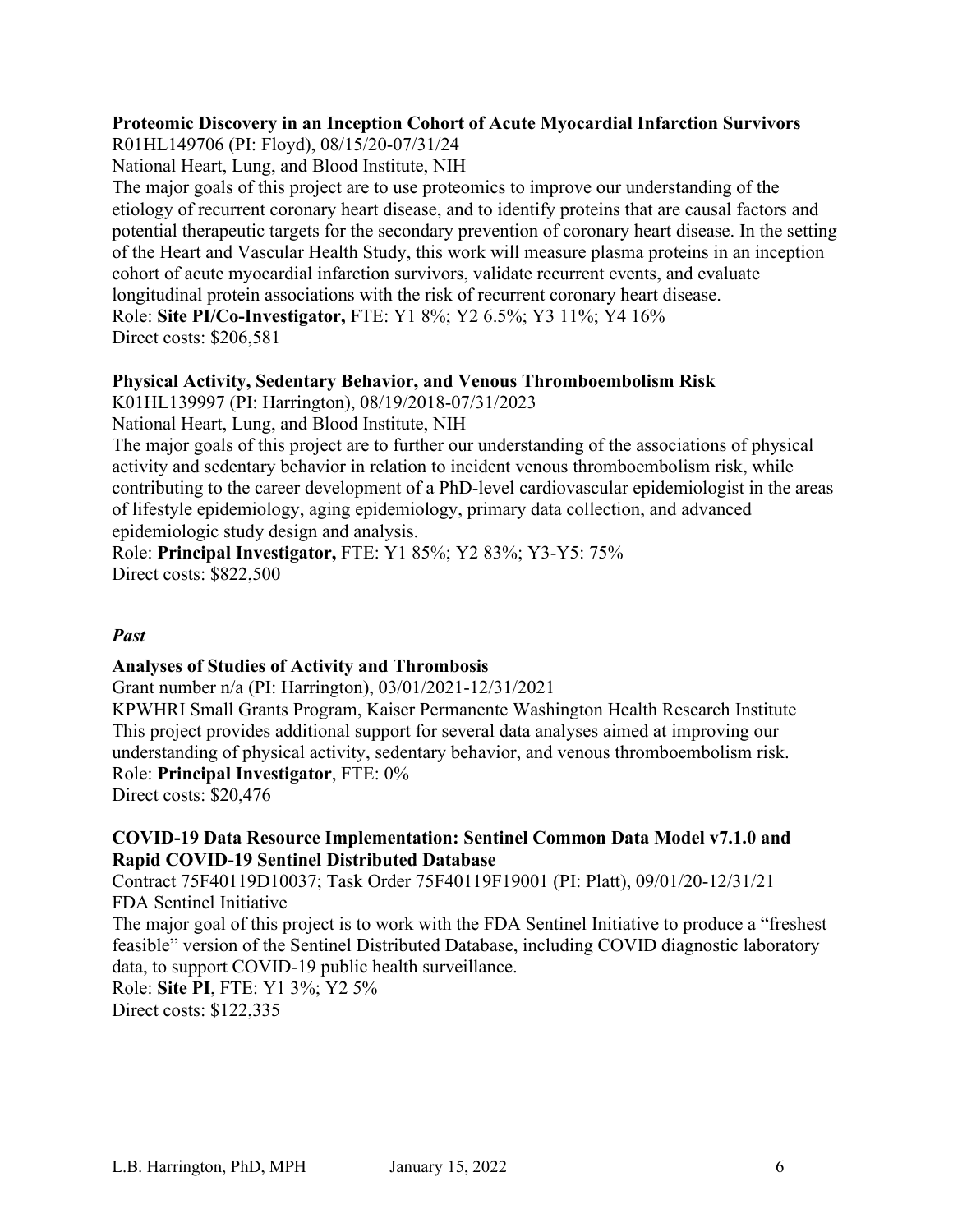**Proteomic Discovery in an Inception Cohort of Acute Myocardial Infarction Survivors**
R01HL149706 (PI: Floyd), 08/15/20-07/31/24
National Heart, Lung, and Blood Institute, NIH
The major goals of this project are to use proteomics to improve our understanding of the etiology of recurrent coronary heart disease, and to identify proteins that are causal factors and potential therapeutic targets for the secondary prevention of coronary heart disease. In the setting of the Heart and Vascular Health Study, this work will measure plasma proteins in an inception cohort of acute myocardial infarction survivors, validate recurrent events, and evaluate longitudinal protein associations with the risk of recurrent coronary heart disease.
Role: **Site PI/Co-Investigator,** FTE: Y1 8%; Y2 6.5%; Y3 11%; Y4 16%
Direct costs: $206,581

**Physical Activity, Sedentary Behavior, and Venous Thromboembolism Risk**
K01HL139997 (PI: Harrington), 08/19/2018-07/31/2023
National Heart, Lung, and Blood Institute, NIH
The major goals of this project are to further our understanding of the associations of physical activity and sedentary behavior in relation to incident venous thromboembolism risk, while contributing to the career development of a PhD-level cardiovascular epidemiologist in the areas of lifestyle epidemiology, aging epidemiology, primary data collection, and advanced epidemiologic study design and analysis.
Role: **Principal Investigator,** FTE: Y1 85%; Y2 83%; Y3-Y5: 75%
Direct costs: $822,500

***Past***

**Analyses of Studies of Activity and Thrombosis**
Grant number n/a (PI: Harrington), 03/01/2021-12/31/2021
KPWHRI Small Grants Program, Kaiser Permanente Washington Health Research Institute
This project provides additional support for several data analyses aimed at improving our understanding of physical activity, sedentary behavior, and venous thromboembolism risk.
Role: **Principal Investigator**, FTE: 0%
Direct costs: $20,476

**COVID-19 Data Resource Implementation: Sentinel Common Data Model v7.1.0 and Rapid COVID-19 Sentinel Distributed Database**
Contract 75F40119D10037; Task Order 75F40119F19001 (PI: Platt), 09/01/20-12/31/21
FDA Sentinel Initiative
The major goal of this project is to work with the FDA Sentinel Initiative to produce a "freshest feasible" version of the Sentinel Distributed Database, including COVID diagnostic laboratory data, to support COVID-19 public health surveillance.
Role: **Site PI**, FTE: Y1 3%; Y2 5%
Direct costs: $122,335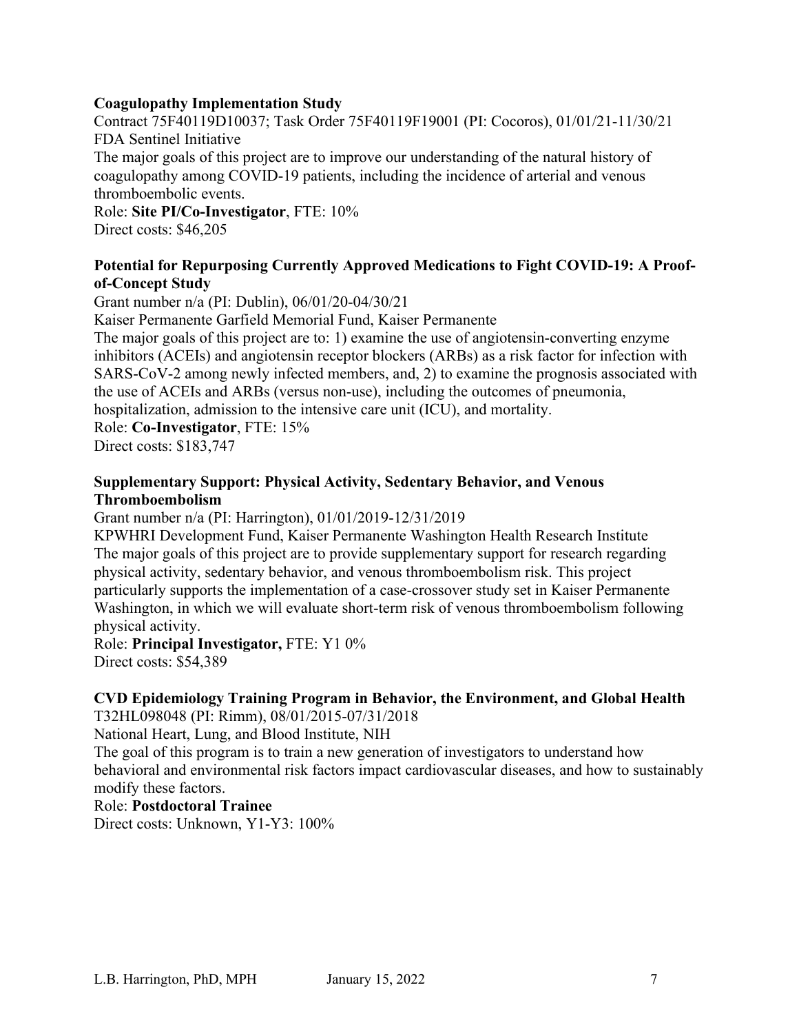**Coagulopathy Implementation Study**

Contract 75F40119D10037; Task Order 75F40119F19001 (PI: Cocoros), 01/01/21-11/30/21
FDA Sentinel Initiative
The major goals of this project are to improve our understanding of the natural history of coagulopathy among COVID-19 patients, including the incidence of arterial and venous thromboembolic events.
Role: **Site PI/Co-Investigator**, FTE: 10%
Direct costs: $46,205

**Potential for Repurposing Currently Approved Medications to Fight COVID-19: A Proof-of-Concept Study**

Grant number n/a (PI: Dublin), 06/01/20-04/30/21
Kaiser Permanente Garfield Memorial Fund, Kaiser Permanente
The major goals of this project are to: 1) examine the use of angiotensin-converting enzyme inhibitors (ACEIs) and angiotensin receptor blockers (ARBs) as a risk factor for infection with SARS-CoV-2 among newly infected members, and, 2) to examine the prognosis associated with the use of ACEIs and ARBs (versus non-use), including the outcomes of pneumonia, hospitalization, admission to the intensive care unit (ICU), and mortality.
Role: **Co-Investigator**, FTE: 15%
Direct costs: $183,747

**Supplementary Support: Physical Activity, Sedentary Behavior, and Venous Thromboembolism**

Grant number n/a (PI: Harrington), 01/01/2019-12/31/2019
KPWHRI Development Fund, Kaiser Permanente Washington Health Research Institute
The major goals of this project are to provide supplementary support for research regarding physical activity, sedentary behavior, and venous thromboembolism risk. This project particularly supports the implementation of a case-crossover study set in Kaiser Permanente Washington, in which we will evaluate short-term risk of venous thromboembolism following physical activity.
Role: **Principal Investigator,** FTE: Y1 0%
Direct costs: $54,389

**CVD Epidemiology Training Program in Behavior, the Environment, and Global Health**

T32HL098048 (PI: Rimm), 08/01/2015-07/31/2018
National Heart, Lung, and Blood Institute, NIH
The goal of this program is to train a new generation of investigators to understand how behavioral and environmental risk factors impact cardiovascular diseases, and how to sustainably modify these factors.
Role: **Postdoctoral Trainee**
Direct costs: Unknown, Y1-Y3: 100%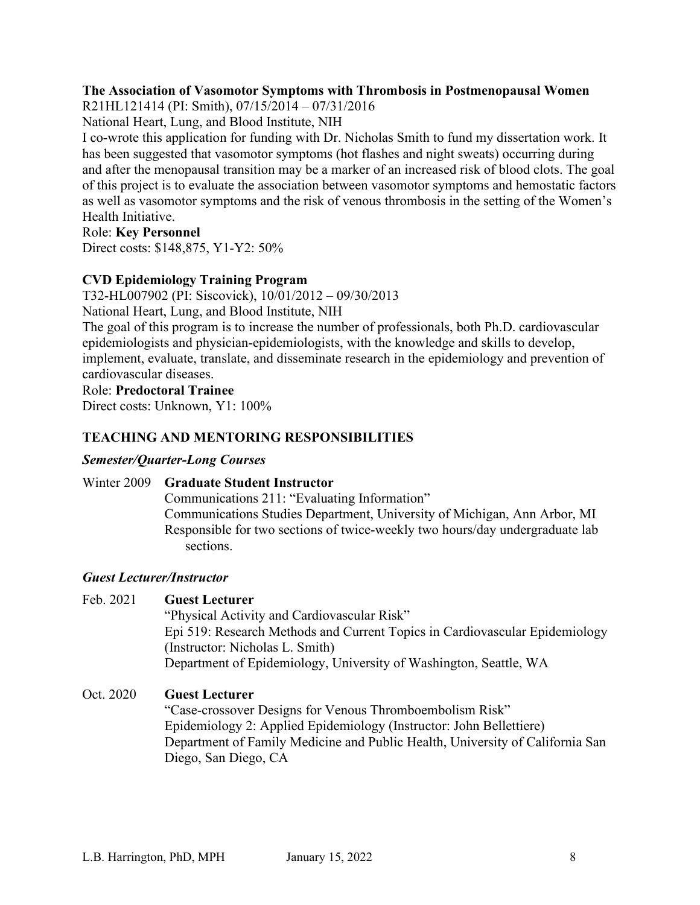**The Association of Vasomotor Symptoms with Thrombosis in Postmenopausal Women**
R21HL121414 (PI: Smith), 07/15/2014 – 07/31/2016
National Heart, Lung, and Blood Institute, NIH
I co-wrote this application for funding with Dr. Nicholas Smith to fund my dissertation work. It has been suggested that vasomotor symptoms (hot flashes and night sweats) occurring during and after the menopausal transition may be a marker of an increased risk of blood clots. The goal of this project is to evaluate the association between vasomotor symptoms and hemostatic factors as well as vasomotor symptoms and the risk of venous thrombosis in the setting of the Women's Health Initiative.
Role: **Key Personnel**
Direct costs: $148,875, Y1-Y2: 50%

**CVD Epidemiology Training Program**
T32-HL007902 (PI: Siscovick), 10/01/2012 – 09/30/2013
National Heart, Lung, and Blood Institute, NIH
The goal of this program is to increase the number of professionals, both Ph.D. cardiovascular epidemiologists and physician-epidemiologists, with the knowledge and skills to develop, implement, evaluate, translate, and disseminate research in the epidemiology and prevention of cardiovascular diseases.
Role: **Predoctoral Trainee**
Direct costs: Unknown, Y1: 100%

## TEACHING AND MENTORING RESPONSIBILITIES

### *Semester/Quarter-Long Courses*

Winter 2009 **Graduate Student Instructor**
Communications 211: "Evaluating Information"
Communications Studies Department, University of Michigan, Ann Arbor, MI
Responsible for two sections of twice-weekly two hours/day undergraduate lab sections.

### *Guest Lecturer/Instructor*

Feb. 2021 **Guest Lecturer**
"Physical Activity and Cardiovascular Risk"
Epi 519: Research Methods and Current Topics in Cardiovascular Epidemiology (Instructor: Nicholas L. Smith)
Department of Epidemiology, University of Washington, Seattle, WA

Oct. 2020 **Guest Lecturer**
"Case-crossover Designs for Venous Thromboembolism Risk"
Epidemiology 2: Applied Epidemiology (Instructor: John Bellettiere)
Department of Family Medicine and Public Health, University of California San Diego, San Diego, CA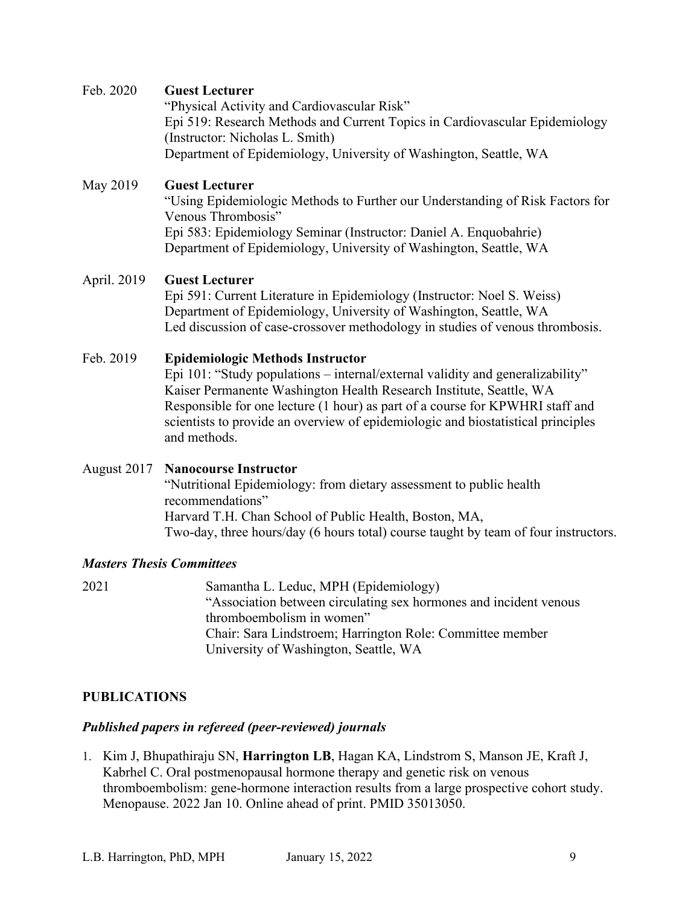Feb. 2020 **Guest Lecturer**
"Physical Activity and Cardiovascular Risk"
Epi 519: Research Methods and Current Topics in Cardiovascular Epidemiology (Instructor: Nicholas L. Smith)
Department of Epidemiology, University of Washington, Seattle, WA

May 2019 **Guest Lecturer**
"Using Epidemiologic Methods to Further our Understanding of Risk Factors for Venous Thrombosis"
Epi 583: Epidemiology Seminar (Instructor: Daniel A. Enquobahrie)
Department of Epidemiology, University of Washington, Seattle, WA

April. 2019 **Guest Lecturer**
Epi 591: Current Literature in Epidemiology (Instructor: Noel S. Weiss)
Department of Epidemiology, University of Washington, Seattle, WA
Led discussion of case-crossover methodology in studies of venous thrombosis.

Feb. 2019 **Epidemiologic Methods Instructor**
Epi 101: "Study populations – internal/external validity and generalizability"
Kaiser Permanente Washington Health Research Institute, Seattle, WA
Responsible for one lecture (1 hour) as part of a course for KPWHRI staff and scientists to provide an overview of epidemiologic and biostatistical principles and methods.

August 2017 **Nanocourse Instructor**
"Nutritional Epidemiology: from dietary assessment to public health recommendations"
Harvard T.H. Chan School of Public Health, Boston, MA,
Two-day, three hours/day (6 hours total) course taught by team of four instructors.

### *Masters Thesis Committees*

2021 Samantha L. Leduc, MPH (Epidemiology)
"Association between circulating sex hormones and incident venous thromboembolism in women"
Chair: Sara Lindstroem; Harrington Role: Committee member
University of Washington, Seattle, WA

## PUBLICATIONS

### *Published papers in refereed (peer-reviewed) journals*

1. Kim J, Bhupathiraju SN, **Harrington LB**, Hagan KA, Lindstrom S, Manson JE, Kraft J, Kabrhel C. Oral postmenopausal hormone therapy and genetic risk on venous thromboembolism: gene-hormone interaction results from a large prospective cohort study. Menopause. 2022 Jan 10. Online ahead of print. PMID 35013050.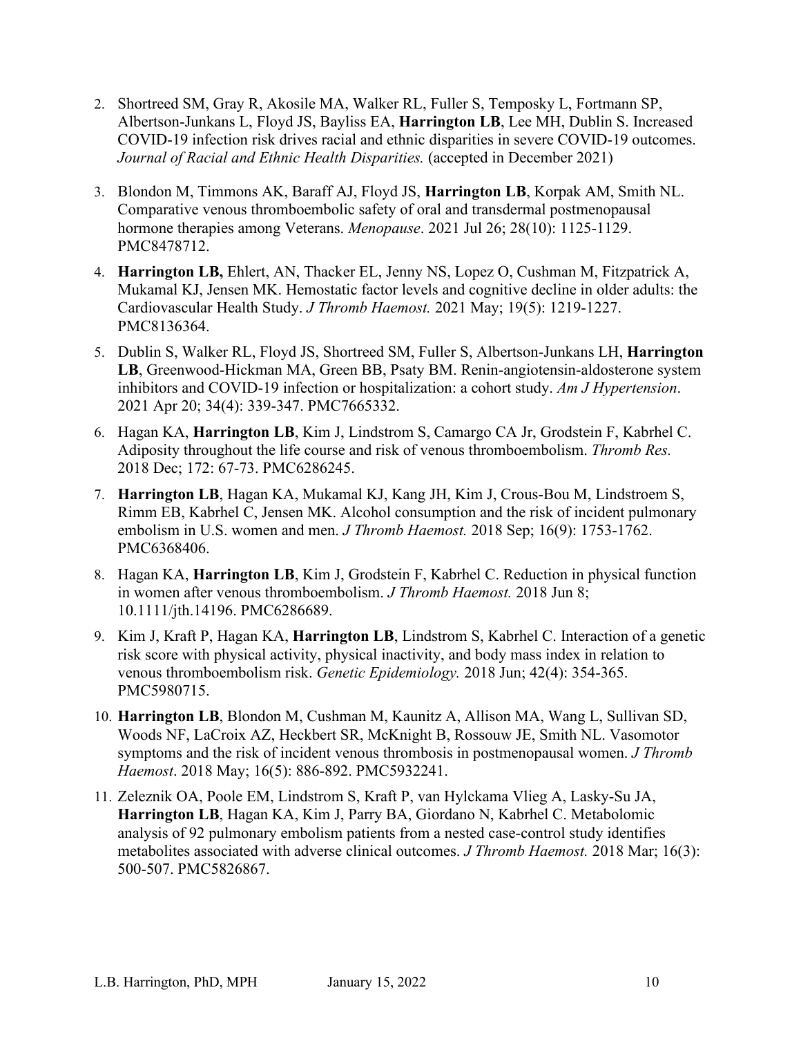2. Shortreed SM, Gray R, Akosile MA, Walker RL, Fuller S, Temposky L, Fortmann SP, Albertson-Junkans L, Floyd JS, Bayliss EA, **Harrington LB**, Lee MH, Dublin S. Increased COVID-19 infection risk drives racial and ethnic disparities in severe COVID-19 outcomes. *Journal of Racial and Ethnic Health Disparities.* (accepted in December 2021)

3. Blondon M, Timmons AK, Baraff AJ, Floyd JS, **Harrington LB**, Korpak AM, Smith NL. Comparative venous thromboembolic safety of oral and transdermal postmenopausal hormone therapies among Veterans. *Menopause*. 2021 Jul 26; 28(10): 1125-1129. PMC8478712.

4. **Harrington LB,** Ehlert, AN, Thacker EL, Jenny NS, Lopez O, Cushman M, Fitzpatrick A, Mukamal KJ, Jensen MK. Hemostatic factor levels and cognitive decline in older adults: the Cardiovascular Health Study. *J Thromb Haemost.* 2021 May; 19(5): 1219-1227. PMC8136364.

5. Dublin S, Walker RL, Floyd JS, Shortreed SM, Fuller S, Albertson-Junkans LH, **Harrington LB**, Greenwood-Hickman MA, Green BB, Psaty BM. Renin-angiotensin-aldosterone system inhibitors and COVID-19 infection or hospitalization: a cohort study. *Am J Hypertension*. 2021 Apr 20; 34(4): 339-347. PMC7665332.

6. Hagan KA, **Harrington LB**, Kim J, Lindstrom S, Camargo CA Jr, Grodstein F, Kabrhel C. Adiposity throughout the life course and risk of venous thromboembolism. *Thromb Res.* 2018 Dec; 172: 67-73. PMC6286245.

7. **Harrington LB**, Hagan KA, Mukamal KJ, Kang JH, Kim J, Crous-Bou M, Lindstroem S, Rimm EB, Kabrhel C, Jensen MK. Alcohol consumption and the risk of incident pulmonary embolism in U.S. women and men. *J Thromb Haemost.* 2018 Sep; 16(9): 1753-1762. PMC6368406.

8. Hagan KA, **Harrington LB**, Kim J, Grodstein F, Kabrhel C. Reduction in physical function in women after venous thromboembolism. *J Thromb Haemost.* 2018 Jun 8; 10.1111/jth.14196. PMC6286689.

9. Kim J, Kraft P, Hagan KA, **Harrington LB**, Lindstrom S, Kabrhel C. Interaction of a genetic risk score with physical activity, physical inactivity, and body mass index in relation to venous thromboembolism risk. *Genetic Epidemiology.* 2018 Jun; 42(4): 354-365. PMC5980715.

10. **Harrington LB**, Blondon M, Cushman M, Kaunitz A, Allison MA, Wang L, Sullivan SD, Woods NF, LaCroix AZ, Heckbert SR, McKnight B, Rossouw JE, Smith NL. Vasomotor symptoms and the risk of incident venous thrombosis in postmenopausal women. *J Thromb Haemost*. 2018 May; 16(5): 886-892. PMC5932241.

11. Zeleznik OA, Poole EM, Lindstrom S, Kraft P, van Hylckama Vlieg A, Lasky-Su JA, **Harrington LB**, Hagan KA, Kim J, Parry BA, Giordano N, Kabrhel C. Metabolomic analysis of 92 pulmonary embolism patients from a nested case-control study identifies metabolites associated with adverse clinical outcomes. *J Thromb Haemost.* 2018 Mar; 16(3): 500-507. PMC5826867.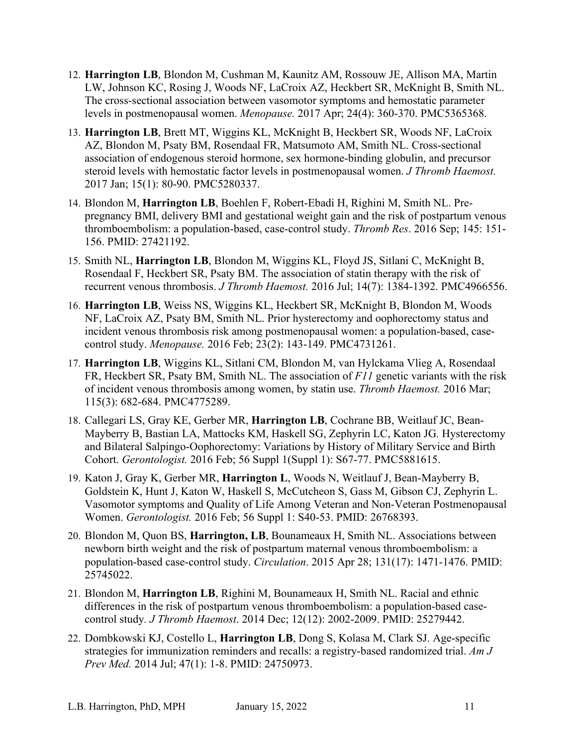12. **Harrington LB**, Blondon M, Cushman M, Kaunitz AM, Rossouw JE, Allison MA, Martin LW, Johnson KC, Rosing J, Woods NF, LaCroix AZ, Heckbert SR, McKnight B, Smith NL. The cross-sectional association between vasomotor symptoms and hemostatic parameter levels in postmenopausal women. *Menopause.* 2017 Apr; 24(4): 360-370. PMC5365368.

13. **Harrington LB**, Brett MT, Wiggins KL, McKnight B, Heckbert SR, Woods NF, LaCroix AZ, Blondon M, Psaty BM, Rosendaal FR, Matsumoto AM, Smith NL. Cross-sectional association of endogenous steroid hormone, sex hormone-binding globulin, and precursor steroid levels with hemostatic factor levels in postmenopausal women. *J Thromb Haemost.* 2017 Jan; 15(1): 80-90. PMC5280337.

14. Blondon M, **Harrington LB**, Boehlen F, Robert-Ebadi H, Righini M, Smith NL. Pre-pregnancy BMI, delivery BMI and gestational weight gain and the risk of postpartum venous thromboembolism: a population-based, case-control study. *Thromb Res*. 2016 Sep; 145: 151-156. PMID: 27421192.

15. Smith NL, **Harrington LB**, Blondon M, Wiggins KL, Floyd JS, Sitlani C, McKnight B, Rosendaal F, Heckbert SR, Psaty BM. The association of statin therapy with the risk of recurrent venous thrombosis. *J Thromb Haemost.* 2016 Jul; 14(7): 1384-1392. PMC4966556.

16. **Harrington LB**, Weiss NS, Wiggins KL, Heckbert SR, McKnight B, Blondon M, Woods NF, LaCroix AZ, Psaty BM, Smith NL. Prior hysterectomy and oophorectomy status and incident venous thrombosis risk among postmenopausal women: a population-based, case-control study. *Menopause.* 2016 Feb; 23(2): 143-149. PMC4731261.

17. **Harrington LB**, Wiggins KL, Sitlani CM, Blondon M, van Hylckama Vlieg A, Rosendaal FR, Heckbert SR, Psaty BM, Smith NL. The association of *F11* genetic variants with the risk of incident venous thrombosis among women, by statin use. *Thromb Haemost.* 2016 Mar; 115(3): 682-684. PMC4775289.

18. Callegari LS, Gray KE, Gerber MR, **Harrington LB**, Cochrane BB, Weitlauf JC, Bean-Mayberry B, Bastian LA, Mattocks KM, Haskell SG, Zephyrin LC, Katon JG. Hysterectomy and Bilateral Salpingo-Oophorectomy: Variations by History of Military Service and Birth Cohort. *Gerontologist.* 2016 Feb; 56 Suppl 1(Suppl 1): S67-77. PMC5881615.

19. Katon J, Gray K, Gerber MR, **Harrington L**, Woods N, Weitlauf J, Bean-Mayberry B, Goldstein K, Hunt J, Katon W, Haskell S, McCutcheon S, Gass M, Gibson CJ, Zephyrin L. Vasomotor symptoms and Quality of Life Among Veteran and Non-Veteran Postmenopausal Women. *Gerontologist.* 2016 Feb; 56 Suppl 1: S40-53. PMID: 26768393.

20. Blondon M, Quon BS, **Harrington, LB**, Bounameaux H, Smith NL. Associations between newborn birth weight and the risk of postpartum maternal venous thromboembolism: a population-based case-control study. *Circulation*. 2015 Apr 28; 131(17): 1471-1476. PMID: 25745022.

21. Blondon M, **Harrington LB**, Righini M, Bounameaux H, Smith NL. Racial and ethnic differences in the risk of postpartum venous thromboembolism: a population-based case-control study. *J Thromb Haemost*. 2014 Dec; 12(12): 2002-2009. PMID: 25279442.

22. Dombkowski KJ, Costello L, **Harrington LB**, Dong S, Kolasa M, Clark SJ. Age-specific strategies for immunization reminders and recalls: a registry-based randomized trial. *Am J Prev Med.* 2014 Jul; 47(1): 1-8. PMID: 24750973.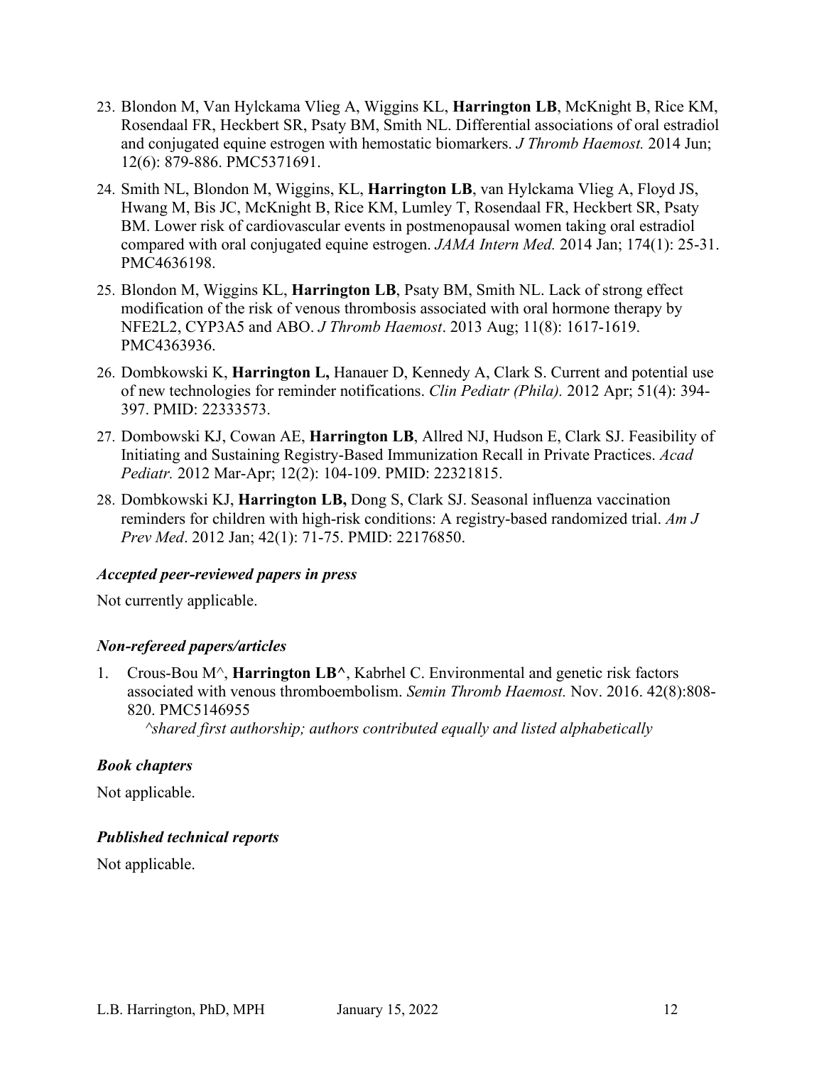23. Blondon M, Van Hylckama Vlieg A, Wiggins KL, **Harrington LB**, McKnight B, Rice KM, Rosendaal FR, Heckbert SR, Psaty BM, Smith NL. Differential associations of oral estradiol and conjugated equine estrogen with hemostatic biomarkers. *J Thromb Haemost.* 2014 Jun; 12(6): 879-886. PMC5371691.

24. Smith NL, Blondon M, Wiggins, KL, **Harrington LB**, van Hylckama Vlieg A, Floyd JS, Hwang M, Bis JC, McKnight B, Rice KM, Lumley T, Rosendaal FR, Heckbert SR, Psaty BM. Lower risk of cardiovascular events in postmenopausal women taking oral estradiol compared with oral conjugated equine estrogen. *JAMA Intern Med.* 2014 Jan; 174(1): 25-31. PMC4636198.

25. Blondon M, Wiggins KL, **Harrington LB**, Psaty BM, Smith NL. Lack of strong effect modification of the risk of venous thrombosis associated with oral hormone therapy by NFE2L2, CYP3A5 and ABO. *J Thromb Haemost*. 2013 Aug; 11(8): 1617-1619. PMC4363936.

26. Dombkowski K, **Harrington L,** Hanauer D, Kennedy A, Clark S. Current and potential use of new technologies for reminder notifications. *Clin Pediatr (Phila).* 2012 Apr; 51(4): 394-397. PMID: 22333573.

27. Dombowski KJ, Cowan AE, **Harrington LB**, Allred NJ, Hudson E, Clark SJ. Feasibility of Initiating and Sustaining Registry-Based Immunization Recall in Private Practices. *Acad Pediatr.* 2012 Mar-Apr; 12(2): 104-109. PMID: 22321815.

28. Dombkowski KJ, **Harrington LB,** Dong S, Clark SJ. Seasonal influenza vaccination reminders for children with high-risk conditions: A registry-based randomized trial. *Am J Prev Med*. 2012 Jan; 42(1): 71-75. PMID: 22176850.

***Accepted peer-reviewed papers in press***

Not currently applicable.

***Non-refereed papers/articles***

1. Crous-Bou M^, **Harrington LB^**, Kabrhel C. Environmental and genetic risk factors associated with venous thromboembolism. *Semin Thromb Haemost.* Nov. 2016. 42(8):808-820. PMC5146955
   *^shared first authorship; authors contributed equally and listed alphabetically*

***Book chapters***

Not applicable.

***Published technical reports***

Not applicable.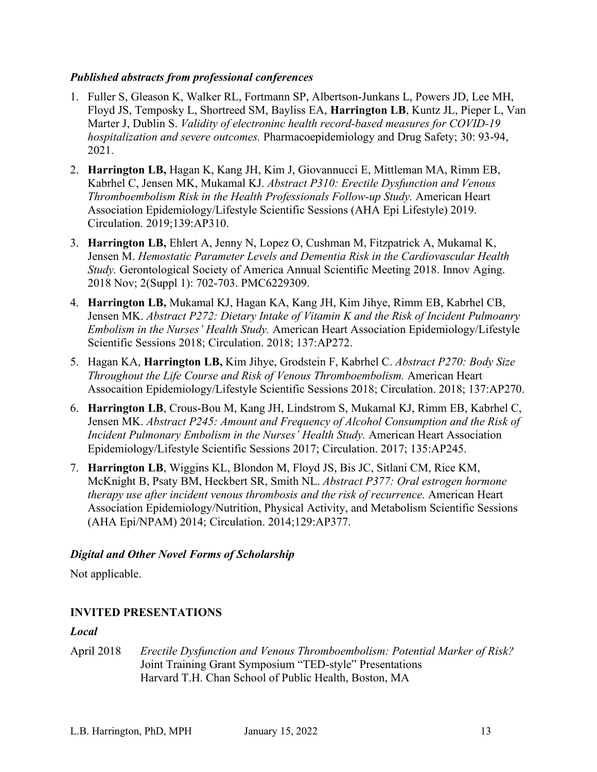### *Published abstracts from professional conferences*

1. Fuller S, Gleason K, Walker RL, Fortmann SP, Albertson-Junkans L, Powers JD, Lee MH, Floyd JS, Temposky L, Shortreed SM, Bayliss EA, **Harrington LB**, Kuntz JL, Pieper L, Van Marter J, Dublin S. *Validity of electroninc health record-based measures for COVID-19 hospitalization and severe outcomes.* Pharmacoepidemiology and Drug Safety; 30: 93-94, 2021.
2. **Harrington LB,** Hagan K, Kang JH, Kim J, Giovannucci E, Mittleman MA, Rimm EB, Kabrhel C, Jensen MK, Mukamal KJ. *Abstract P310: Erectile Dysfunction and Venous Thromboembolism Risk in the Health Professionals Follow-up Study.* American Heart Association Epidemiology/Lifestyle Scientific Sessions (AHA Epi Lifestyle) 2019. Circulation. 2019;139:AP310.
3. **Harrington LB,** Ehlert A, Jenny N, Lopez O, Cushman M, Fitzpatrick A, Mukamal K, Jensen M. *Hemostatic Parameter Levels and Dementia Risk in the Cardiovascular Health Study.* Gerontological Society of America Annual Scientific Meeting 2018. Innov Aging. 2018 Nov; 2(Suppl 1): 702-703. PMC6229309.
4. **Harrington LB,** Mukamal KJ, Hagan KA, Kang JH, Kim Jihye, Rimm EB, Kabrhel CB, Jensen MK. *Abstract P272: Dietary Intake of Vitamin K and the Risk of Incident Pulmoanry Embolism in the Nurses' Health Study.* American Heart Association Epidemiology/Lifestyle Scientific Sessions 2018; Circulation. 2018; 137:AP272.
5. Hagan KA, **Harrington LB,** Kim Jihye, Grodstein F, Kabrhel C. *Abstract P270: Body Size Throughout the Life Course and Risk of Venous Thromboembolism.* American Heart Assocaition Epidemiology/Lifestyle Scientific Sessions 2018; Circulation. 2018; 137:AP270.
6. **Harrington LB**, Crous-Bou M, Kang JH, Lindstrom S, Mukamal KJ, Rimm EB, Kabrhel C, Jensen MK. *Abstract P245: Amount and Frequency of Alcohol Consumption and the Risk of Incident Pulmonary Embolism in the Nurses' Health Study.* American Heart Association Epidemiology/Lifestyle Scientific Sessions 2017; Circulation. 2017; 135:AP245.
7. **Harrington LB**, Wiggins KL, Blondon M, Floyd JS, Bis JC, Sitlani CM, Rice KM, McKnight B, Psaty BM, Heckbert SR, Smith NL. *Abstract P377: Oral estrogen hormone therapy use after incident venous thrombosis and the risk of recurrence.* American Heart Association Epidemiology/Nutrition, Physical Activity, and Metabolism Scientific Sessions (AHA Epi/NPAM) 2014; Circulation. 2014;129:AP377.

### *Digital and Other Novel Forms of Scholarship*

Not applicable.

## INVITED PRESENTATIONS

### *Local*

April 2018 *Erectile Dysfunction and Venous Thromboembolism: Potential Marker of Risk?*
Joint Training Grant Symposium "TED-style" Presentations
Harvard T.H. Chan School of Public Health, Boston, MA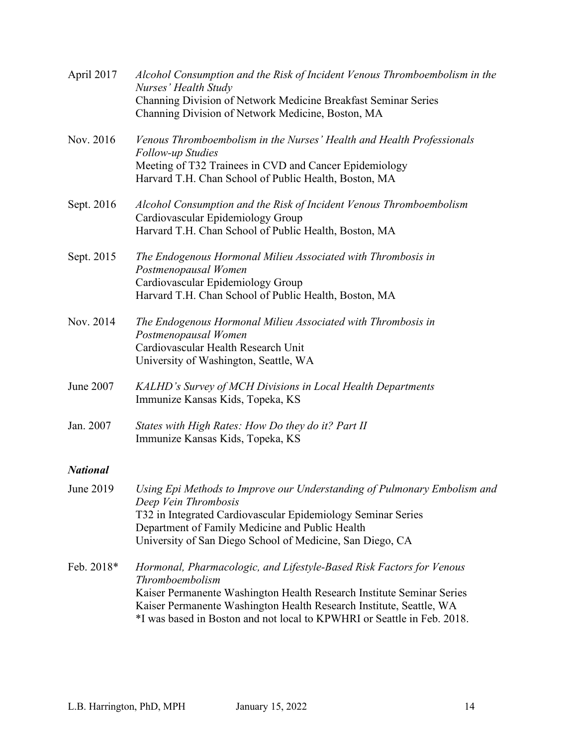April 2017 *Alcohol Consumption and the Risk of Incident Venous Thromboembolism in the Nurses' Health Study*
Channing Division of Network Medicine Breakfast Seminar Series
Channing Division of Network Medicine, Boston, MA

Nov. 2016 *Venous Thromboembolism in the Nurses' Health and Health Professionals Follow-up Studies*
Meeting of T32 Trainees in CVD and Cancer Epidemiology
Harvard T.H. Chan School of Public Health, Boston, MA

Sept. 2016 *Alcohol Consumption and the Risk of Incident Venous Thromboembolism*
Cardiovascular Epidemiology Group
Harvard T.H. Chan School of Public Health, Boston, MA

Sept. 2015 *The Endogenous Hormonal Milieu Associated with Thrombosis in Postmenopausal Women*
Cardiovascular Epidemiology Group
Harvard T.H. Chan School of Public Health, Boston, MA

Nov. 2014 *The Endogenous Hormonal Milieu Associated with Thrombosis in Postmenopausal Women*
Cardiovascular Health Research Unit
University of Washington, Seattle, WA

June 2007 *KALHD's Survey of MCH Divisions in Local Health Departments*
Immunize Kansas Kids, Topeka, KS

Jan. 2007 *States with High Rates: How Do they do it? Part II*
Immunize Kansas Kids, Topeka, KS

***National***

June 2019 *Using Epi Methods to Improve our Understanding of Pulmonary Embolism and Deep Vein Thrombosis*
T32 in Integrated Cardiovascular Epidemiology Seminar Series
Department of Family Medicine and Public Health
University of San Diego School of Medicine, San Diego, CA

Feb. 2018* *Hormonal, Pharmacologic, and Lifestyle-Based Risk Factors for Venous Thromboembolism*
Kaiser Permanente Washington Health Research Institute Seminar Series
Kaiser Permanente Washington Health Research Institute, Seattle, WA
*I was based in Boston and not local to KPWHRI or Seattle in Feb. 2018.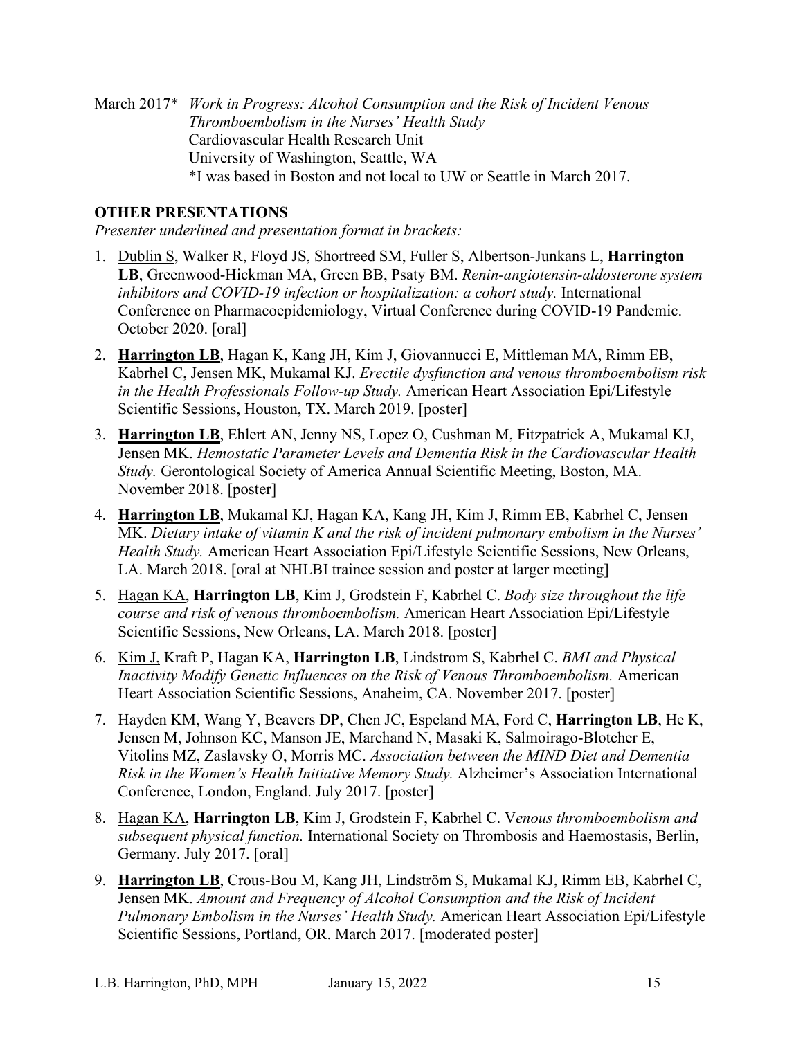March 2017* *Work in Progress: Alcohol Consumption and the Risk of Incident Venous Thromboembolism in the Nurses' Health Study*
Cardiovascular Health Research Unit
University of Washington, Seattle, WA
*I was based in Boston and not local to UW or Seattle in March 2017.

## OTHER PRESENTATIONS

*Presenter underlined and presentation format in brackets:*

1. <u>Dublin S</u>, Walker R, Floyd JS, Shortreed SM, Fuller S, Albertson-Junkans L, **Harrington LB**, Greenwood-Hickman MA, Green BB, Psaty BM. *Renin-angiotensin-aldosterone system inhibitors and COVID-19 infection or hospitalization: a cohort study.* International Conference on Pharmacoepidemiology, Virtual Conference during COVID-19 Pandemic. October 2020. [oral]
2. <u>**Harrington LB**</u>, Hagan K, Kang JH, Kim J, Giovannucci E, Mittleman MA, Rimm EB, Kabrhel C, Jensen MK, Mukamal KJ. *Erectile dysfunction and venous thromboembolism risk in the Health Professionals Follow-up Study.* American Heart Association Epi/Lifestyle Scientific Sessions, Houston, TX. March 2019. [poster]
3. <u>**Harrington LB**</u>, Ehlert AN, Jenny NS, Lopez O, Cushman M, Fitzpatrick A, Mukamal KJ, Jensen MK. *Hemostatic Parameter Levels and Dementia Risk in the Cardiovascular Health Study.* Gerontological Society of America Annual Scientific Meeting, Boston, MA. November 2018. [poster]
4. <u>**Harrington LB**</u>, Mukamal KJ, Hagan KA, Kang JH, Kim J, Rimm EB, Kabrhel C, Jensen MK. *Dietary intake of vitamin K and the risk of incident pulmonary embolism in the Nurses' Health Study.* American Heart Association Epi/Lifestyle Scientific Sessions, New Orleans, LA. March 2018. [oral at NHLBI trainee session and poster at larger meeting]
5. <u>Hagan KA</u>, **Harrington LB**, Kim J, Grodstein F, Kabrhel C. *Body size throughout the life course and risk of venous thromboembolism.* American Heart Association Epi/Lifestyle Scientific Sessions, New Orleans, LA. March 2018. [poster]
6. <u>Kim J,</u> Kraft P, Hagan KA, **Harrington LB**, Lindstrom S, Kabrhel C. *BMI and Physical Inactivity Modify Genetic Influences on the Risk of Venous Thromboembolism.* American Heart Association Scientific Sessions, Anaheim, CA. November 2017. [poster]
7. <u>Hayden KM</u>, Wang Y, Beavers DP, Chen JC, Espeland MA, Ford C, **Harrington LB**, He K, Jensen M, Johnson KC, Manson JE, Marchand N, Masaki K, Salmoirago-Blotcher E, Vitolins MZ, Zaslavsky O, Morris MC. *Association between the MIND Diet and Dementia Risk in the Women's Health Initiative Memory Study.* Alzheimer's Association International Conference, London, England. July 2017. [poster]
8. <u>Hagan KA</u>, **Harrington LB**, Kim J, Grodstein F, Kabrhel C. V*enous thromboembolism and subsequent physical function.* International Society on Thrombosis and Haemostasis, Berlin, Germany. July 2017. [oral]
9. <u>**Harrington LB**</u>, Crous-Bou M, Kang JH, Lindström S, Mukamal KJ, Rimm EB, Kabrhel C, Jensen MK. *Amount and Frequency of Alcohol Consumption and the Risk of Incident Pulmonary Embolism in the Nurses' Health Study.* American Heart Association Epi/Lifestyle Scientific Sessions, Portland, OR. March 2017. [moderated poster]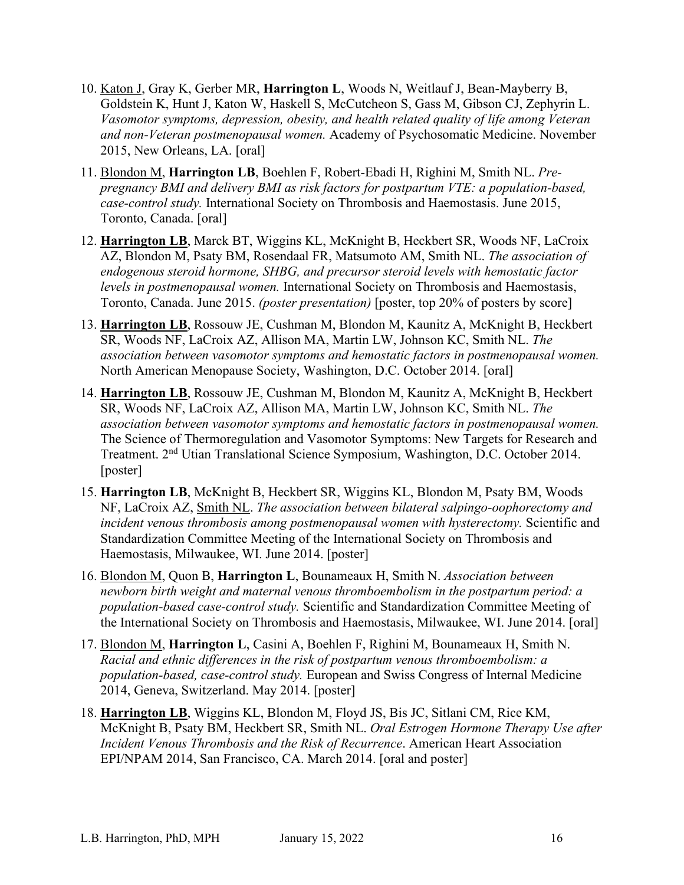10. <u>Katon J</u>, Gray K, Gerber MR, **Harrington L**, Woods N, Weitlauf J, Bean-Mayberry B, Goldstein K, Hunt J, Katon W, Haskell S, McCutcheon S, Gass M, Gibson CJ, Zephyrin L. *Vasomotor symptoms, depression, obesity, and health related quality of life among Veteran and non-Veteran postmenopausal women.* Academy of Psychosomatic Medicine. November 2015, New Orleans, LA. [oral]

11. <u>Blondon M</u>, **Harrington LB**, Boehlen F, Robert-Ebadi H, Righini M, Smith NL. *Pre-pregnancy BMI and delivery BMI as risk factors for postpartum VTE: a population-based, case-control study.* International Society on Thrombosis and Haemostasis. June 2015, Toronto, Canada. [oral]

12. <u>**Harrington LB**</u>, Marck BT, Wiggins KL, McKnight B, Heckbert SR, Woods NF, LaCroix AZ, Blondon M, Psaty BM, Rosendaal FR, Matsumoto AM, Smith NL. *The association of endogenous steroid hormone, SHBG, and precursor steroid levels with hemostatic factor levels in postmenopausal women.* International Society on Thrombosis and Haemostasis, Toronto, Canada. June 2015. *(poster presentation)* [poster, top 20% of posters by score]

13. <u>**Harrington LB**</u>, Rossouw JE, Cushman M, Blondon M, Kaunitz A, McKnight B, Heckbert SR, Woods NF, LaCroix AZ, Allison MA, Martin LW, Johnson KC, Smith NL. *The association between vasomotor symptoms and hemostatic factors in postmenopausal women.* North American Menopause Society, Washington, D.C. October 2014. [oral]

14. <u>**Harrington LB**</u>, Rossouw JE, Cushman M, Blondon M, Kaunitz A, McKnight B, Heckbert SR, Woods NF, LaCroix AZ, Allison MA, Martin LW, Johnson KC, Smith NL. *The association between vasomotor symptoms and hemostatic factors in postmenopausal women.* The Science of Thermoregulation and Vasomotor Symptoms: New Targets for Research and Treatment. 2nd Utian Translational Science Symposium, Washington, D.C. October 2014. [poster]

15. **Harrington LB**, McKnight B, Heckbert SR, Wiggins KL, Blondon M, Psaty BM, Woods NF, LaCroix AZ, <u>Smith NL</u>. *The association between bilateral salpingo-oophorectomy and incident venous thrombosis among postmenopausal women with hysterectomy.* Scientific and Standardization Committee Meeting of the International Society on Thrombosis and Haemostasis, Milwaukee, WI. June 2014. [poster]

16. <u>Blondon M</u>, Quon B, **Harrington L**, Bounameaux H, Smith N. *Association between newborn birth weight and maternal venous thromboembolism in the postpartum period: a population-based case-control study.* Scientific and Standardization Committee Meeting of the International Society on Thrombosis and Haemostasis, Milwaukee, WI. June 2014. [oral]

17. <u>Blondon M</u>, **Harrington L**, Casini A, Boehlen F, Righini M, Bounameaux H, Smith N. *Racial and ethnic differences in the risk of postpartum venous thromboembolism: a population-based, case-control study.* European and Swiss Congress of Internal Medicine 2014, Geneva, Switzerland. May 2014. [poster]

18. <u>**Harrington LB**</u>, Wiggins KL, Blondon M, Floyd JS, Bis JC, Sitlani CM, Rice KM, McKnight B, Psaty BM, Heckbert SR, Smith NL. *Oral Estrogen Hormone Therapy Use after Incident Venous Thrombosis and the Risk of Recurrence*. American Heart Association EPI/NPAM 2014, San Francisco, CA. March 2014. [oral and poster]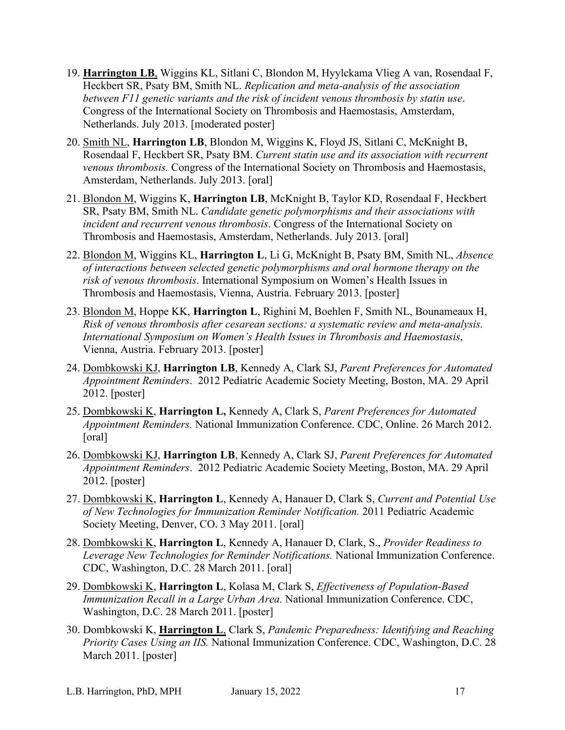19. **Harrington LB**, Wiggins KL, Sitlani C, Blondon M, Hyylckama Vlieg A van, Rosendaal F, Heckbert SR, Psaty BM, Smith NL. *Replication and meta-analysis of the association between F11 genetic variants and the risk of incident venous thrombosis by statin use*. Congress of the International Society on Thrombosis and Haemostasis, Amsterdam, Netherlands. July 2013. [moderated poster]

20. Smith NL, **Harrington LB**, Blondon M, Wiggins K, Floyd JS, Sitlani C, McKnight B, Rosendaal F, Heckbert SR, Psaty BM. *Current statin use and its association with recurrent venous thrombosis.* Congress of the International Society on Thrombosis and Haemostasis, Amsterdam, Netherlands. July 2013. [oral]

21. Blondon M, Wiggins K, **Harrington LB**, McKnight B, Taylor KD, Rosendaal F, Heckbert SR, Psaty BM, Smith NL. *Candidate genetic polymorphisms and their associations with incident and recurrent venous thrombosis*. Congress of the International Society on Thrombosis and Haemostasis, Amsterdam, Netherlands. July 2013. [oral]

22. Blondon M, Wiggins KL, **Harrington L**, Li G, McKnight B, Psaty BM, Smith NL, *Absence of interactions between selected genetic polymorphisms and oral hormone therapy on the risk of venous thrombosis*. International Symposium on Women's Health Issues in Thrombosis and Haemostasis, Vienna, Austria. February 2013. [poster]

23. Blondon M, Hoppe KK, **Harrington L**, Righini M, Boehlen F, Smith NL, Bounameaux H, *Risk of venous thrombosis after cesarean sections: a systematic review and meta-analysis. International Symposium on Women's Health Issues in Thrombosis and Haemostasis*, Vienna, Austria. February 2013. [poster]

24. Dombkowski KJ, **Harrington LB**, Kennedy A, Clark SJ, *Parent Preferences for Automated Appointment Reminders*. 2012 Pediatric Academic Society Meeting, Boston, MA. 29 April 2012. [poster]

25. Dombkowski K, **Harrington L,** Kennedy A, Clark S, *Parent Preferences for Automated Appointment Reminders.* National Immunization Conference. CDC, Online. 26 March 2012. [oral]

26. Dombkowski KJ, **Harrington LB**, Kennedy A, Clark SJ, *Parent Preferences for Automated Appointment Reminders*. 2012 Pediatric Academic Society Meeting, Boston, MA. 29 April 2012. [poster]

27. Dombkowski K, **Harrington L**, Kennedy A, Hanauer D, Clark S, *Current and Potential Use of New Technologies for Immunization Reminder Notification.* 2011 Pediatric Academic Society Meeting, Denver, CO. 3 May 2011. [oral]

28. Dombkowski K, **Harrington L**, Kennedy A, Hanauer D, Clark, S., *Provider Readiness to Leverage New Technologies for Reminder Notifications.* National Immunization Conference. CDC, Washington, D.C. 28 March 2011. [oral]

29. Dombkowski K, **Harrington L**, Kolasa M, Clark S, *Effectiveness of Population-Based Immunization Recall in a Large Urban Area.* National Immunization Conference. CDC, Washington, D.C. 28 March 2011. [poster]

30. Dombkowski K, **Harrington L**, Clark S, *Pandemic Preparedness: Identifying and Reaching Priority Cases Using an IIS.* National Immunization Conference. CDC, Washington, D.C. 28 March 2011. [poster]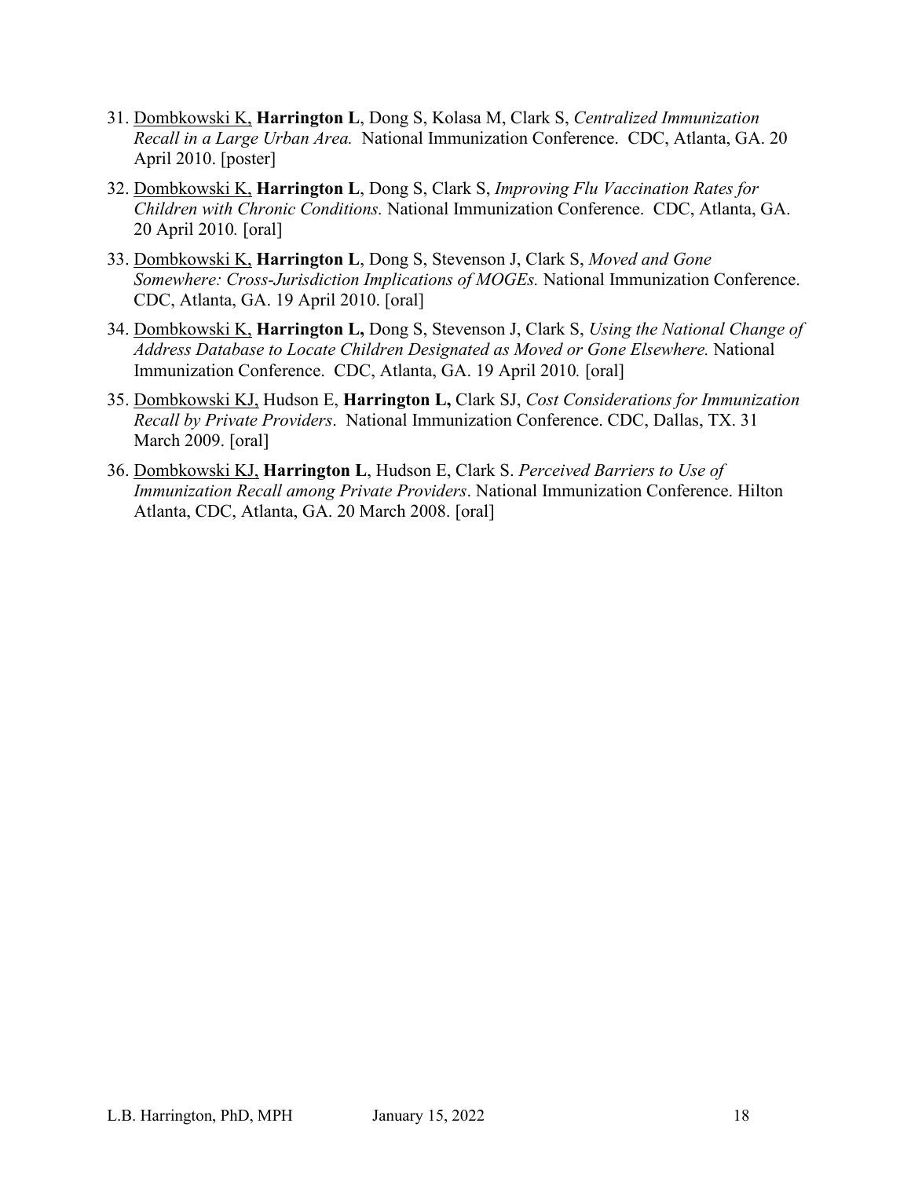31. <u>Dombkowski K,</u> **Harrington L**, Dong S, Kolasa M, Clark S, *Centralized Immunization Recall in a Large Urban Area.* National Immunization Conference. CDC, Atlanta, GA. 20 April 2010. [poster]

32. <u>Dombkowski K,</u> **Harrington L**, Dong S, Clark S, *Improving Flu Vaccination Rates for Children with Chronic Conditions.* National Immunization Conference. CDC, Atlanta, GA. 20 April 2010*.* [oral]

33. <u>Dombkowski K,</u> **Harrington L**, Dong S, Stevenson J, Clark S, *Moved and Gone Somewhere: Cross-Jurisdiction Implications of MOGEs.* National Immunization Conference. CDC, Atlanta, GA. 19 April 2010. [oral]

34. <u>Dombkowski K,</u> **Harrington L,** Dong S, Stevenson J, Clark S, *Using the National Change of Address Database to Locate Children Designated as Moved or Gone Elsewhere.* National Immunization Conference. CDC, Atlanta, GA. 19 April 2010*.* [oral]

35. <u>Dombkowski KJ,</u> Hudson E, **Harrington L,** Clark SJ, *Cost Considerations for Immunization Recall by Private Providers*. National Immunization Conference. CDC, Dallas, TX. 31 March 2009. [oral]

36. <u>Dombkowski KJ,</u> **Harrington L**, Hudson E, Clark S. *Perceived Barriers to Use of Immunization Recall among Private Providers*. National Immunization Conference. Hilton Atlanta, CDC, Atlanta, GA. 20 March 2008. [oral]